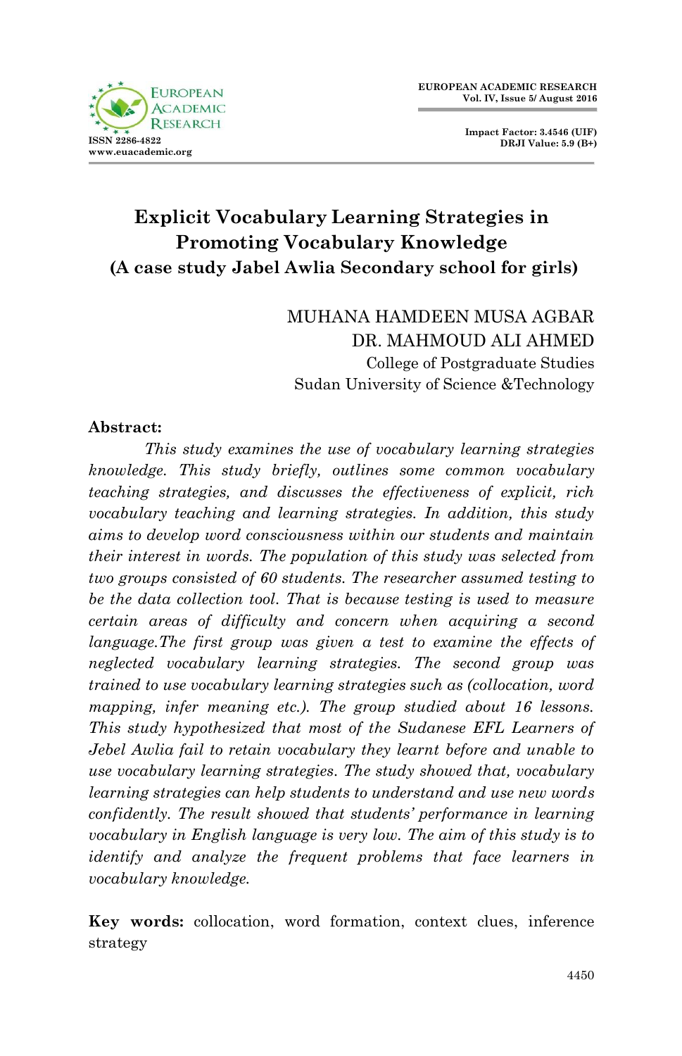# Explicit Vocabulary Learning Strategies in Promoting Vocabulary Knowledge
## (A case study Jabel Awlia Secondary school for girls)

MUHANA HAMDEEN MUSA AGBAR
DR. MAHMOUD ALI AHMED
College of Postgraduate Studies
Sudan University of Science &Technology

**Abstract:**

*This study examines the use of vocabulary learning strategies knowledge. This study briefly, outlines some common vocabulary teaching strategies, and discusses the effectiveness of explicit, rich vocabulary teaching and learning strategies. In addition, this study aims to develop word consciousness within our students and maintain their interest in words. The population of this study was selected from two groups consisted of 60 students. The researcher assumed testing to be the data collection tool. That is because testing is used to measure certain areas of difficulty and concern when acquiring a second language.The first group was given a test to examine the effects of neglected vocabulary learning strategies. The second group was trained to use vocabulary learning strategies such as (collocation, word mapping, infer meaning etc.). The group studied about 16 lessons. This study hypothesized that most of the Sudanese EFL Learners of Jebel Awlia fail to retain vocabulary they learnt before and unable to use vocabulary learning strategies. The study showed that, vocabulary learning strategies can help students to understand and use new words confidently. The result showed that students' performance in learning vocabulary in English language is very low. The aim of this study is to identify and analyze the frequent problems that face learners in vocabulary knowledge.*

**Key words:** collocation, word formation, context clues, inference strategy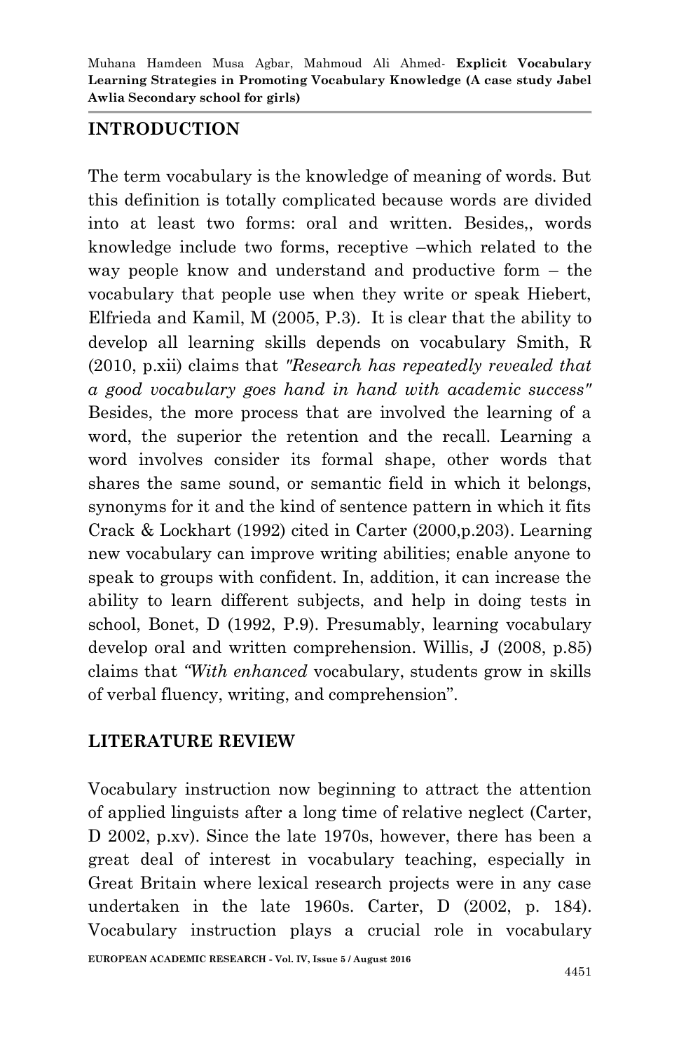## INTRODUCTION

The term vocabulary is the knowledge of meaning of words. But this definition is totally complicated because words are divided into at least two forms: oral and written. Besides,, words knowledge include two forms, receptive –which related to the way people know and understand and productive form – the vocabulary that people use when they write or speak Hiebert, Elfrieda and Kamil, M (2005, P.3). It is clear that the ability to develop all learning skills depends on vocabulary Smith, R (2010, p.xii) claims that *"Research has repeatedly revealed that a good vocabulary goes hand in hand with academic success"* Besides, the more process that are involved the learning of a word, the superior the retention and the recall. Learning a word involves consider its formal shape, other words that shares the same sound, or semantic field in which it belongs, synonyms for it and the kind of sentence pattern in which it fits Crack & Lockhart (1992) cited in Carter (2000,p.203). Learning new vocabulary can improve writing abilities; enable anyone to speak to groups with confident. In, addition, it can increase the ability to learn different subjects, and help in doing tests in school, Bonet, D (1992, P.9). Presumably, learning vocabulary develop oral and written comprehension. Willis, J (2008, p.85) claims that *"With enhanced* vocabulary, students grow in skills of verbal fluency, writing, and comprehension".

## LITERATURE REVIEW

Vocabulary instruction now beginning to attract the attention of applied linguists after a long time of relative neglect (Carter, D 2002, p.xv). Since the late 1970s, however, there has been a great deal of interest in vocabulary teaching, especially in Great Britain where lexical research projects were in any case undertaken in the late 1960s. Carter, D (2002, p. 184). Vocabulary instruction plays a crucial role in vocabulary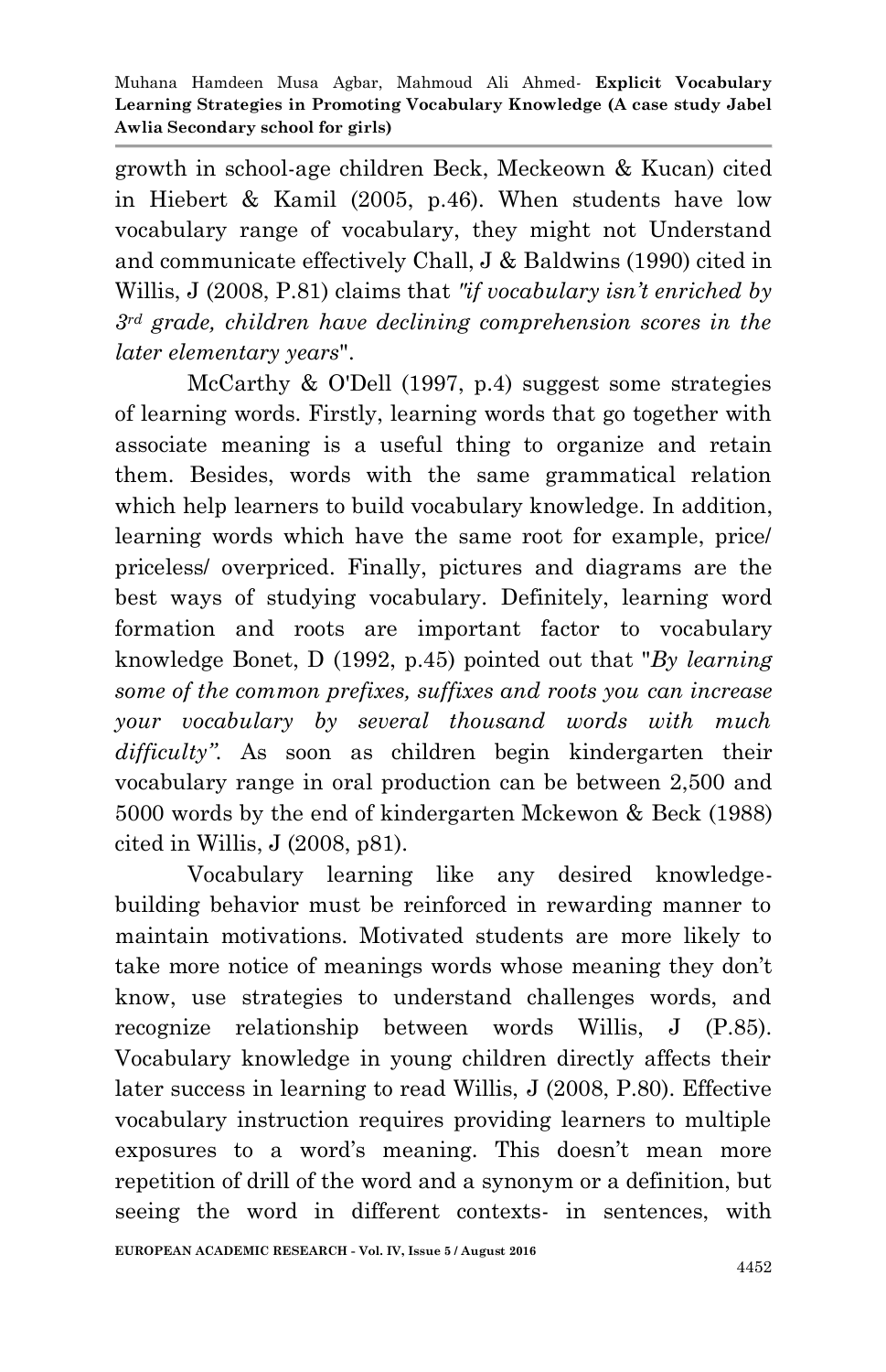growth in school-age children Beck, Meckeown & Kucan) cited in Hiebert & Kamil (2005, p.46). When students have low vocabulary range of vocabulary, they might not Understand and communicate effectively Chall, J & Baldwins (1990) cited in Willis, J (2008, P.81) claims that *"if vocabulary isn't enriched by 3rd grade, children have declining comprehension scores in the later elementary years*".

McCarthy & O'Dell (1997, p.4) suggest some strategies of learning words. Firstly, learning words that go together with associate meaning is a useful thing to organize and retain them. Besides, words with the same grammatical relation which help learners to build vocabulary knowledge. In addition, learning words which have the same root for example, price/ priceless/ overpriced. Finally, pictures and diagrams are the best ways of studying vocabulary. Definitely, learning word formation and roots are important factor to vocabulary knowledge Bonet, D (1992, p.45) pointed out that "*By learning some of the common prefixes, suffixes and roots you can increase your vocabulary by several thousand words with much difficulty".* As soon as children begin kindergarten their vocabulary range in oral production can be between 2,500 and 5000 words by the end of kindergarten Mckewon & Beck (1988) cited in Willis, J (2008, p81).

Vocabulary learning like any desired knowledge-building behavior must be reinforced in rewarding manner to maintain motivations. Motivated students are more likely to take more notice of meanings words whose meaning they don't know, use strategies to understand challenges words, and recognize relationship between words Willis, J (P.85). Vocabulary knowledge in young children directly affects their later success in learning to read Willis, J (2008, P.80). Effective vocabulary instruction requires providing learners to multiple exposures to a word's meaning. This doesn't mean more repetition of drill of the word and a synonym or a definition, but seeing the word in different contexts- in sentences, with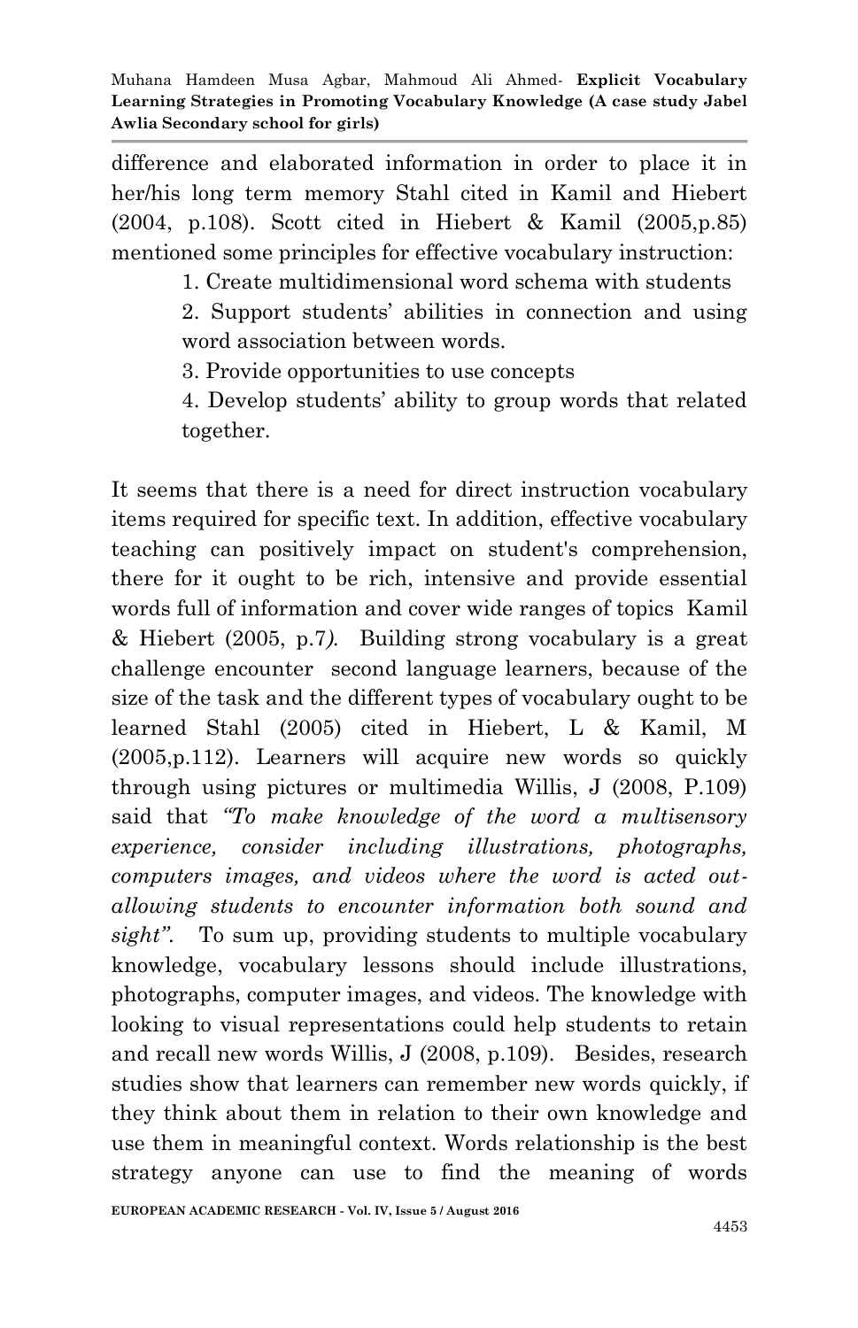difference and elaborated information in order to place it in her/his long term memory Stahl cited in Kamil and Hiebert (2004, p.108). Scott cited in Hiebert & Kamil (2005,p.85) mentioned some principles for effective vocabulary instruction:

1. Create multidimensional word schema with students
2. Support students' abilities in connection and using word association between words.
3. Provide opportunities to use concepts
4. Develop students' ability to group words that related together.

It seems that there is a need for direct instruction vocabulary items required for specific text. In addition, effective vocabulary teaching can positively impact on student's comprehension, there for it ought to be rich, intensive and provide essential words full of information and cover wide ranges of topics Kamil & Hiebert (2005, p.7*)*. Building strong vocabulary is a great challenge encounter second language learners, because of the size of the task and the different types of vocabulary ought to be learned Stahl (2005) cited in Hiebert, L & Kamil, M (2005,p.112). Learners will acquire new words so quickly through using pictures or multimedia Willis, J (2008, P.109) said that *"To make knowledge of the word a multisensory experience, consider including illustrations, photographs, computers images, and videos where the word is acted out- allowing students to encounter information both sound and sight"*. To sum up, providing students to multiple vocabulary knowledge, vocabulary lessons should include illustrations, photographs, computer images, and videos. The knowledge with looking to visual representations could help students to retain and recall new words Willis, J (2008, p.109). Besides, research studies show that learners can remember new words quickly, if they think about them in relation to their own knowledge and use them in meaningful context. Words relationship is the best strategy anyone can use to find the meaning of words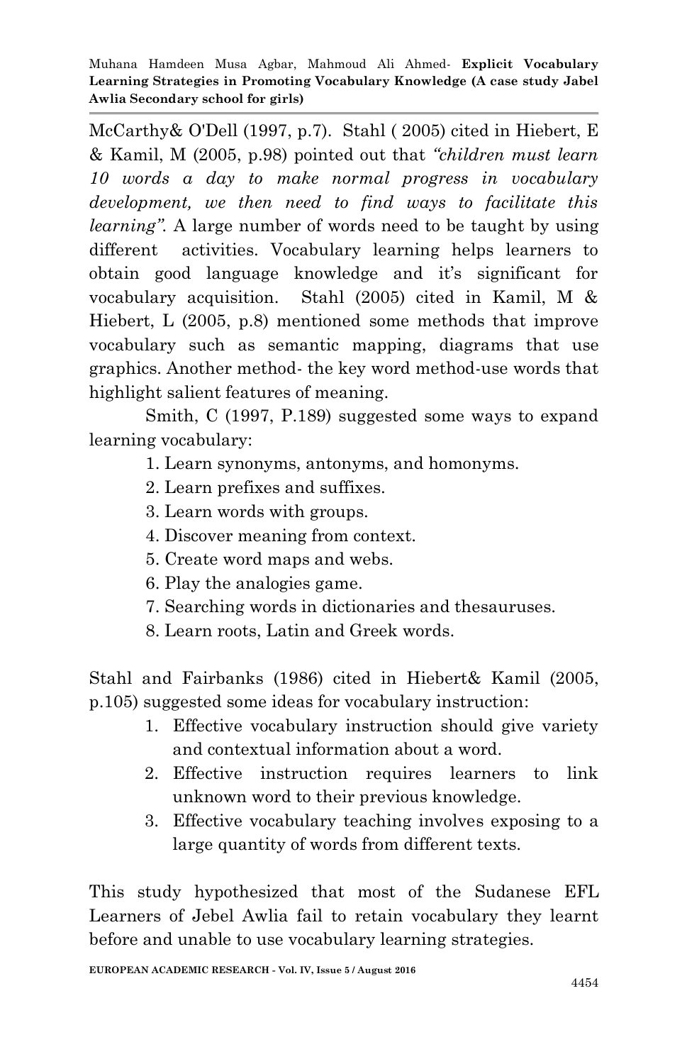McCarthy& O'Dell (1997, p.7). Stahl ( 2005) cited in Hiebert, E & Kamil, M (2005, p.98) pointed out that *"children must learn 10 words a day to make normal progress in vocabulary development, we then need to find ways to facilitate this learning"*. A large number of words need to be taught by using different activities. Vocabulary learning helps learners to obtain good language knowledge and it's significant for vocabulary acquisition. Stahl (2005) cited in Kamil, M & Hiebert, L (2005, p.8) mentioned some methods that improve vocabulary such as semantic mapping, diagrams that use graphics. Another method- the key word method-use words that highlight salient features of meaning.

Smith, C (1997, P.189) suggested some ways to expand learning vocabulary:

1. Learn synonyms, antonyms, and homonyms.
2. Learn prefixes and suffixes.
3. Learn words with groups.
4. Discover meaning from context.
5. Create word maps and webs.
6. Play the analogies game.
7. Searching words in dictionaries and thesauruses.
8. Learn roots, Latin and Greek words.

Stahl and Fairbanks (1986) cited in Hiebert& Kamil (2005, p.105) suggested some ideas for vocabulary instruction:

1. Effective vocabulary instruction should give variety and contextual information about a word.
2. Effective instruction requires learners to link unknown word to their previous knowledge.
3. Effective vocabulary teaching involves exposing to a large quantity of words from different texts.

This study hypothesized that most of the Sudanese EFL Learners of Jebel Awlia fail to retain vocabulary they learnt before and unable to use vocabulary learning strategies.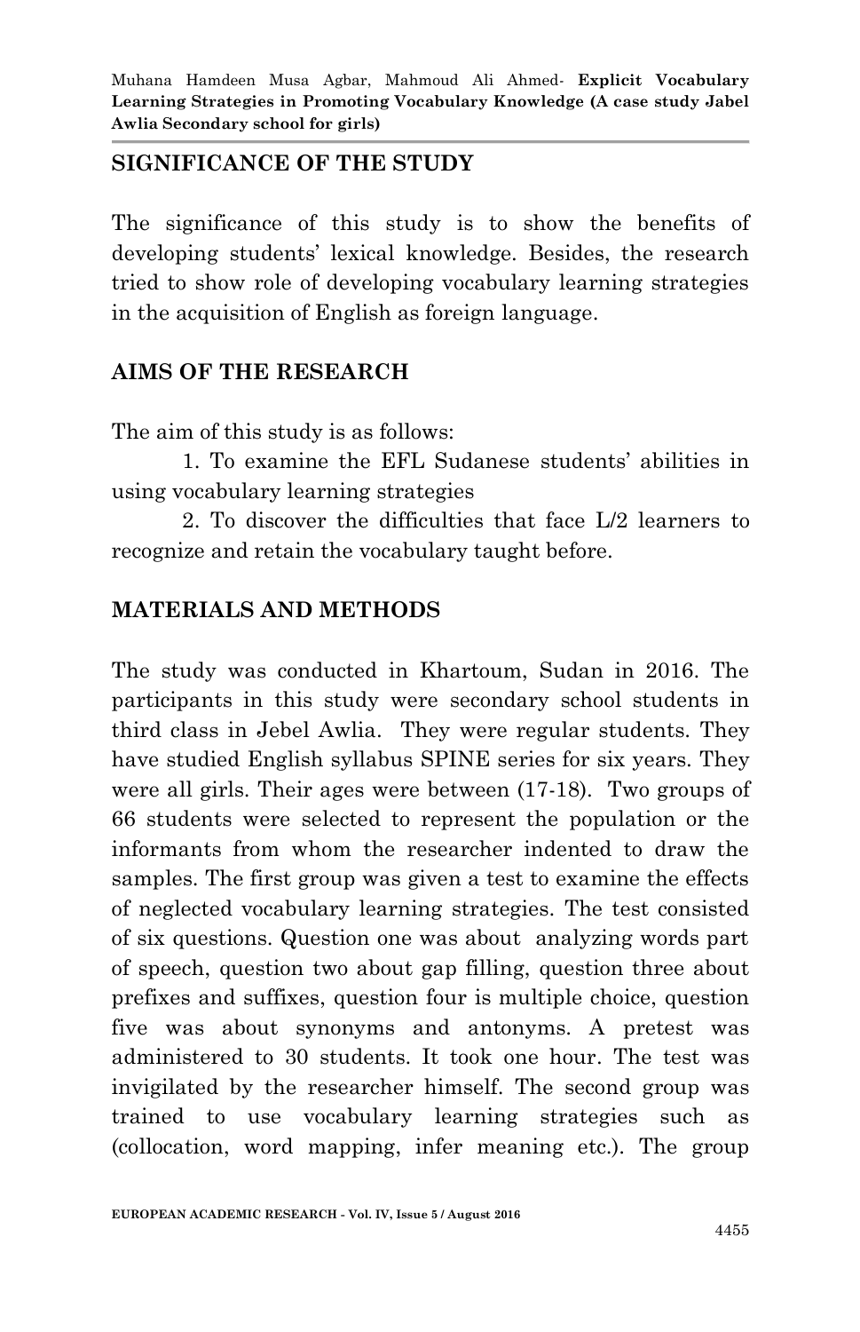## SIGNIFICANCE OF THE STUDY

The significance of this study is to show the benefits of developing students' lexical knowledge. Besides, the research tried to show role of developing vocabulary learning strategies in the acquisition of English as foreign language.

## AIMS OF THE RESEARCH

The aim of this study is as follows:

1. To examine the EFL Sudanese students' abilities in using vocabulary learning strategies
2. To discover the difficulties that face L/2 learners to recognize and retain the vocabulary taught before.

## MATERIALS AND METHODS

The study was conducted in Khartoum, Sudan in 2016. The participants in this study were secondary school students in third class in Jebel Awlia. They were regular students. They have studied English syllabus SPINE series for six years. They were all girls. Their ages were between (17-18). Two groups of 66 students were selected to represent the population or the informants from whom the researcher indented to draw the samples. The first group was given a test to examine the effects of neglected vocabulary learning strategies. The test consisted of six questions. Question one was about analyzing words part of speech, question two about gap filling, question three about prefixes and suffixes, question four is multiple choice, question five was about synonyms and antonyms. A pretest was administered to 30 students. It took one hour. The test was invigilated by the researcher himself. The second group was trained to use vocabulary learning strategies such as (collocation, word mapping, infer meaning etc.). The group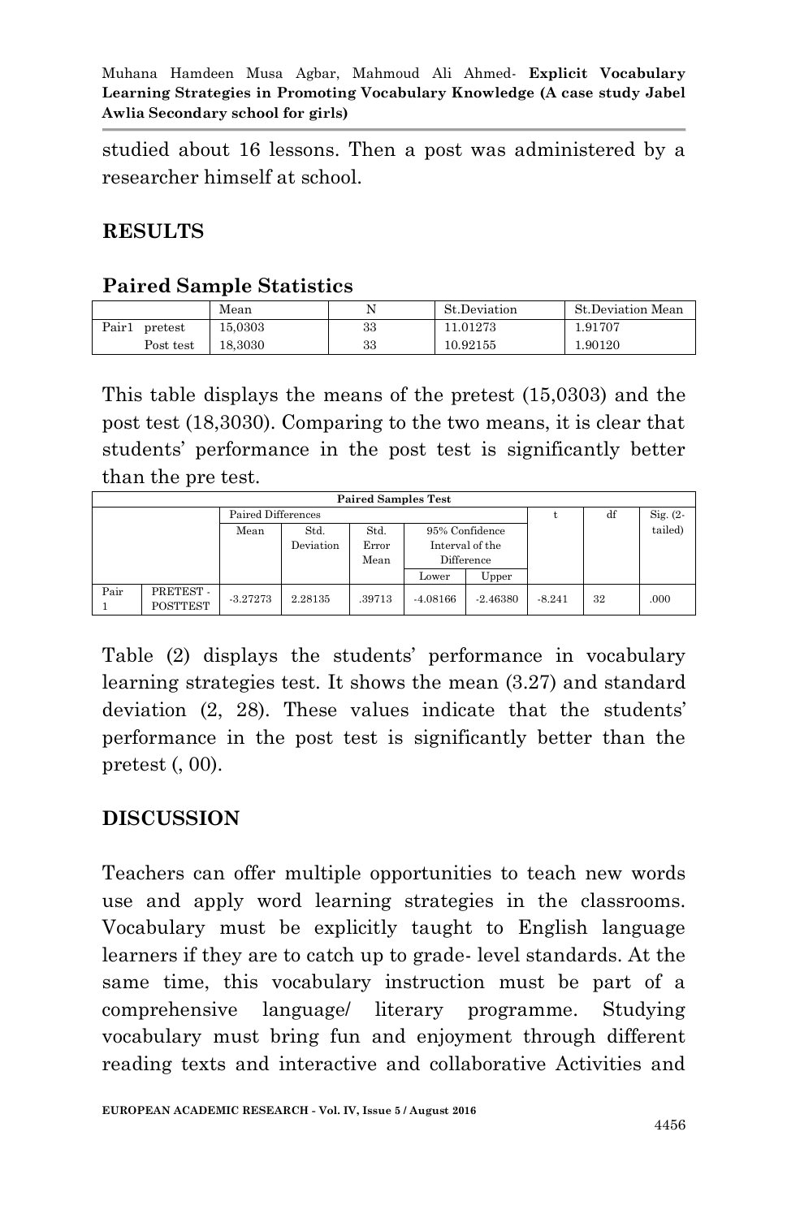studied about 16 lessons. Then a post was administered by a researcher himself at school.

## RESULTS

### Paired Sample Statistics

| | Mean | N | St.Deviation | St.Deviation Mean |
|---|---|---|---|---|
| Pair1 pretest | 15,0303 | 33 | 11.01273 | 1.91707 |
| Post test | 18,3030 | 33 | 10.92155 | 1.90120 |

This table displays the means of the pretest (15,0303) and the post test (18,3030). Comparing to the two means, it is clear that students' performance in the post test is significantly better than the pre test.

| Paired Samples Test | | | | | | | | | |
|---|---|---|---|---|---|---|---|---|---|
| | | Paired Differences | | | | | t | df | Sig. (2-tailed) |
| | | Mean | Std. Deviation | Std. Error Mean | 95% Confidence Interval of the Difference | | | | |
| | | | | | Lower | Upper | | | |
| Pair 1 | PRETEST - POSTTEST | -3.27273 | 2.28135 | .39713 | -4.08166 | -2.46380 | -8.241 | 32 | .000 |

Table (2) displays the students' performance in vocabulary learning strategies test. It shows the mean (3.27) and standard deviation (2, 28). These values indicate that the students' performance in the post test is significantly better than the pretest (, 00).

## DISCUSSION

Teachers can offer multiple opportunities to teach new words use and apply word learning strategies in the classrooms. Vocabulary must be explicitly taught to English language learners if they are to catch up to grade- level standards. At the same time, this vocabulary instruction must be part of a comprehensive language/ literary programme. Studying vocabulary must bring fun and enjoyment through different reading texts and interactive and collaborative Activities and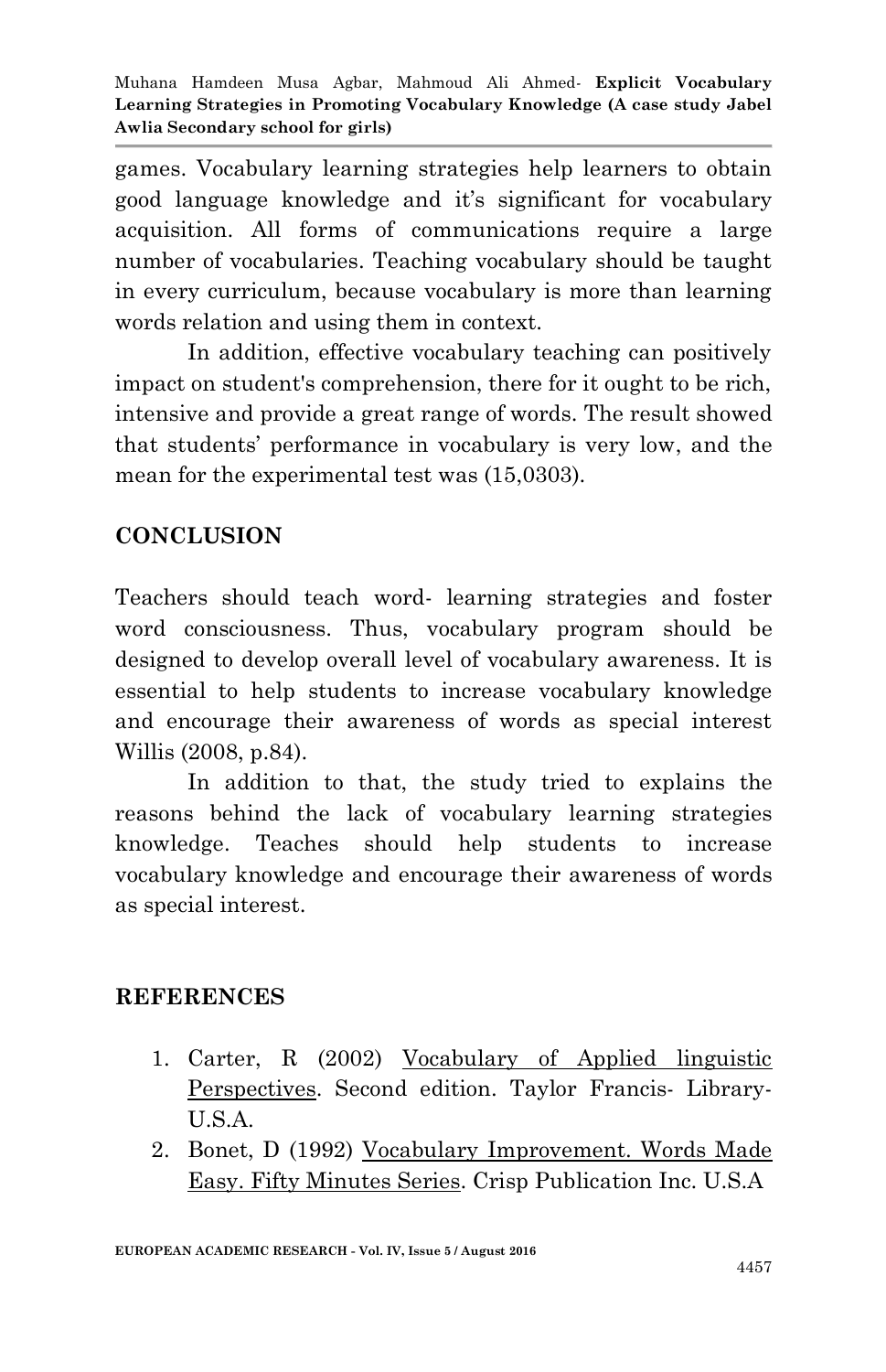games. Vocabulary learning strategies help learners to obtain good language knowledge and it's significant for vocabulary acquisition. All forms of communications require a large number of vocabularies. Teaching vocabulary should be taught in every curriculum, because vocabulary is more than learning words relation and using them in context.

In addition, effective vocabulary teaching can positively impact on student's comprehension, there for it ought to be rich, intensive and provide a great range of words. The result showed that students' performance in vocabulary is very low, and the mean for the experimental test was (15,0303).

## CONCLUSION

Teachers should teach word- learning strategies and foster word consciousness. Thus, vocabulary program should be designed to develop overall level of vocabulary awareness. It is essential to help students to increase vocabulary knowledge and encourage their awareness of words as special interest Willis (2008, p.84).

In addition to that, the study tried to explains the reasons behind the lack of vocabulary learning strategies knowledge. Teaches should help students to increase vocabulary knowledge and encourage their awareness of words as special interest.

## REFERENCES

1. Carter, R (2002) Vocabulary of Applied linguistic Perspectives. Second edition. Taylor Francis- Library- U.S.A.
2. Bonet, D (1992) Vocabulary Improvement. Words Made Easy. Fifty Minutes Series. Crisp Publication Inc. U.S.A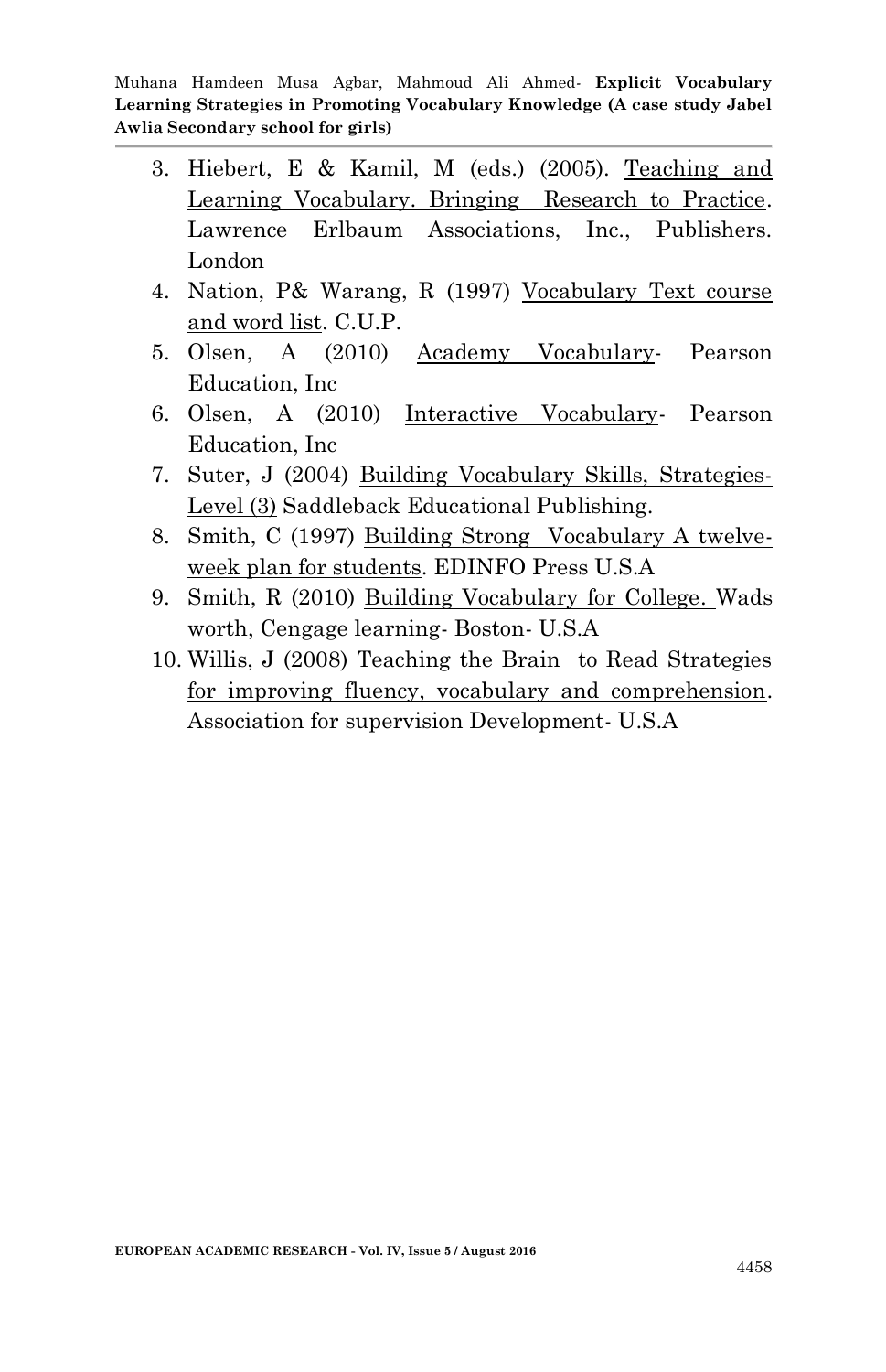3. Hiebert, E & Kamil, M (eds.) (2005). Teaching and Learning Vocabulary. Bringing Research to Practice. Lawrence Erlbaum Associations, Inc., Publishers. London
4. Nation, P& Warang, R (1997) Vocabulary Text course and word list. C.U.P.
5. Olsen, A (2010) Academy Vocabulary- Pearson Education, Inc
6. Olsen, A (2010) Interactive Vocabulary- Pearson Education, Inc
7. Suter, J (2004) Building Vocabulary Skills, Strategies-Level (3) Saddleback Educational Publishing.
8. Smith, C (1997) Building Strong Vocabulary A twelve-week plan for students. EDINFO Press U.S.A
9. Smith, R (2010) Building Vocabulary for College. Wads worth, Cengage learning- Boston- U.S.A
10. Willis, J (2008) Teaching the Brain to Read Strategies for improving fluency, vocabulary and comprehension. Association for supervision Development- U.S.A